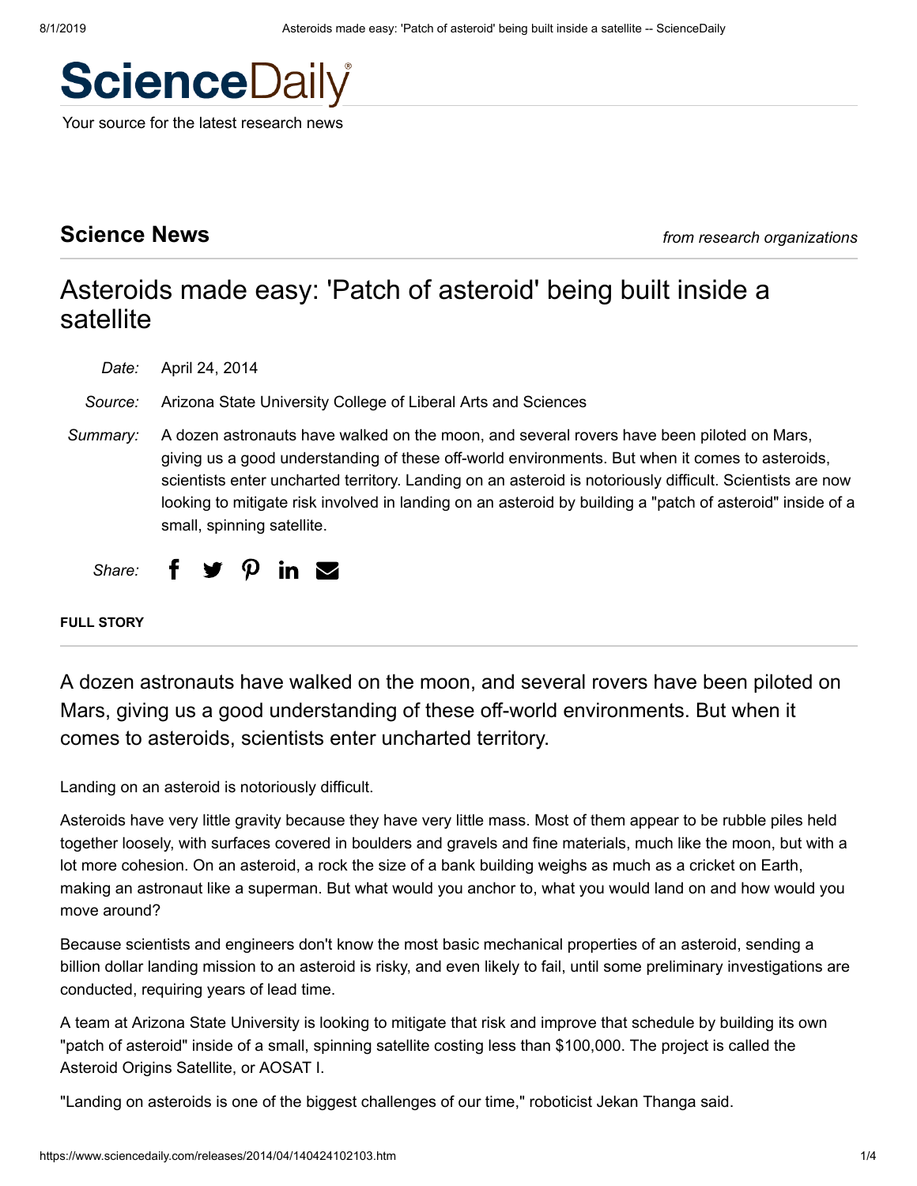# ScienceDaily

Your source for the latest research news

## Science News

*from research organizations*

# Asteroids made easy: 'Patch of asteroid' being built inside a satellite

*Date:* April 24, 2014

*Source:* Arizona State University College of Liberal Arts and Sciences

*Summary:* A dozen astronauts have walked on the moon, and several rovers have been piloted on Mars, giving us a good understanding of these off-world environments. But when it comes to asteroids, scientists enter uncharted territory. Landing on an asteroid is notoriously difficult. Scientists are now looking to mitigate risk involved in landing on an asteroid by building a "patch of asteroid" inside of a small, spinning satellite.

*Share:*

**FULL STORY**

A dozen astronauts have walked on the moon, and several rovers have been piloted on Mars, giving us a good understanding of these off-world environments. But when it comes to asteroids, scientists enter uncharted territory.

Landing on an asteroid is notoriously difficult.

Asteroids have very little gravity because they have very little mass. Most of them appear to be rubble piles held together loosely, with surfaces covered in boulders and gravels and fine materials, much like the moon, but with a lot more cohesion. On an asteroid, a rock the size of a bank building weighs as much as a cricket on Earth, making an astronaut like a superman. But what would you anchor to, what you would land on and how would you move around?

Because scientists and engineers don't know the most basic mechanical properties of an asteroid, sending a billion dollar landing mission to an asteroid is risky, and even likely to fail, until some preliminary investigations are conducted, requiring years of lead time.

A team at Arizona State University is looking to mitigate that risk and improve that schedule by building its own "patch of asteroid" inside of a small, spinning satellite costing less than $100,000. The project is called the Asteroid Origins Satellite, or AOSAT I.

"Landing on asteroids is one of the biggest challenges of our time," roboticist Jekan Thanga said.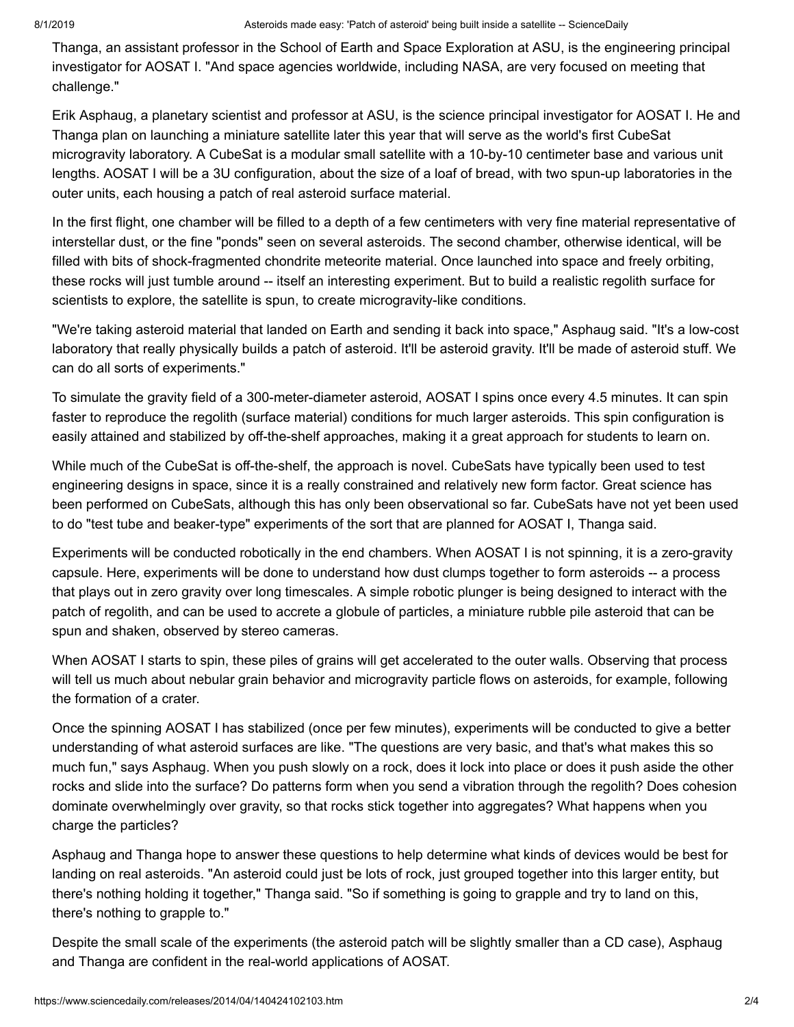Thanga, an assistant professor in the School of Earth and Space Exploration at ASU, is the engineering principal investigator for AOSAT I. "And space agencies worldwide, including NASA, are very focused on meeting that challenge."

Erik Asphaug, a planetary scientist and professor at ASU, is the science principal investigator for AOSAT I. He and Thanga plan on launching a miniature satellite later this year that will serve as the world's first CubeSat microgravity laboratory. A CubeSat is a modular small satellite with a 10-by-10 centimeter base and various unit lengths. AOSAT I will be a 3U configuration, about the size of a loaf of bread, with two spun-up laboratories in the outer units, each housing a patch of real asteroid surface material.

In the first flight, one chamber will be filled to a depth of a few centimeters with very fine material representative of interstellar dust, or the fine "ponds" seen on several asteroids. The second chamber, otherwise identical, will be filled with bits of shock-fragmented chondrite meteorite material. Once launched into space and freely orbiting, these rocks will just tumble around -- itself an interesting experiment. But to build a realistic regolith surface for scientists to explore, the satellite is spun, to create microgravity-like conditions.

"We're taking asteroid material that landed on Earth and sending it back into space," Asphaug said. "It's a low-cost laboratory that really physically builds a patch of asteroid. It'll be asteroid gravity. It'll be made of asteroid stuff. We can do all sorts of experiments."

To simulate the gravity field of a 300-meter-diameter asteroid, AOSAT I spins once every 4.5 minutes. It can spin faster to reproduce the regolith (surface material) conditions for much larger asteroids. This spin configuration is easily attained and stabilized by off-the-shelf approaches, making it a great approach for students to learn on.

While much of the CubeSat is off-the-shelf, the approach is novel. CubeSats have typically been used to test engineering designs in space, since it is a really constrained and relatively new form factor. Great science has been performed on CubeSats, although this has only been observational so far. CubeSats have not yet been used to do "test tube and beaker-type" experiments of the sort that are planned for AOSAT I, Thanga said.

Experiments will be conducted robotically in the end chambers. When AOSAT I is not spinning, it is a zero-gravity capsule. Here, experiments will be done to understand how dust clumps together to form asteroids -- a process that plays out in zero gravity over long timescales. A simple robotic plunger is being designed to interact with the patch of regolith, and can be used to accrete a globule of particles, a miniature rubble pile asteroid that can be spun and shaken, observed by stereo cameras.

When AOSAT I starts to spin, these piles of grains will get accelerated to the outer walls. Observing that process will tell us much about nebular grain behavior and microgravity particle flows on asteroids, for example, following the formation of a crater.

Once the spinning AOSAT I has stabilized (once per few minutes), experiments will be conducted to give a better understanding of what asteroid surfaces are like. "The questions are very basic, and that's what makes this so much fun," says Asphaug. When you push slowly on a rock, does it lock into place or does it push aside the other rocks and slide into the surface? Do patterns form when you send a vibration through the regolith? Does cohesion dominate overwhelmingly over gravity, so that rocks stick together into aggregates? What happens when you charge the particles?

Asphaug and Thanga hope to answer these questions to help determine what kinds of devices would be best for landing on real asteroids. "An asteroid could just be lots of rock, just grouped together into this larger entity, but there's nothing holding it together," Thanga said. "So if something is going to grapple and try to land on this, there's nothing to grapple to."

Despite the small scale of the experiments (the asteroid patch will be slightly smaller than a CD case), Asphaug and Thanga are confident in the real-world applications of AOSAT.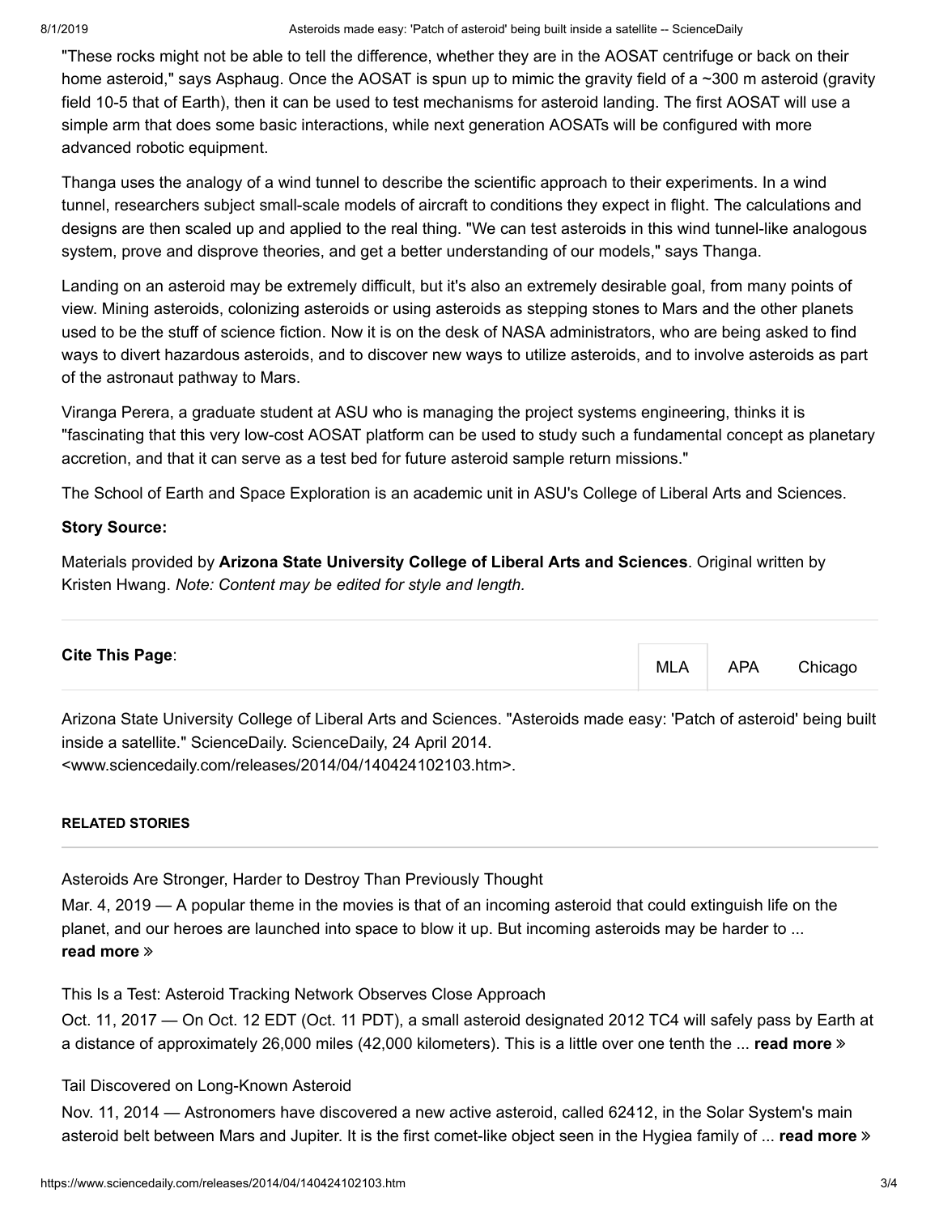"These rocks might not be able to tell the difference, whether they are in the AOSAT centrifuge or back on their home asteroid," says Asphaug. Once the AOSAT is spun up to mimic the gravity field of a ~300 m asteroid (gravity field $10^{-5}$ that of Earth), then it can be used to test mechanisms for asteroid landing. The first AOSAT will use a simple arm that does some basic interactions, while next generation AOSATs will be configured with more advanced robotic equipment.

Thanga uses the analogy of a wind tunnel to describe the scientific approach to their experiments. In a wind tunnel, researchers subject small-scale models of aircraft to conditions they expect in flight. The calculations and designs are then scaled up and applied to the real thing. "We can test asteroids in this wind tunnel-like analogous system, prove and disprove theories, and get a better understanding of our models," says Thanga.

Landing on an asteroid may be extremely difficult, but it's also an extremely desirable goal, from many points of view. Mining asteroids, colonizing asteroids or using asteroids as stepping stones to Mars and the other planets used to be the stuff of science fiction. Now it is on the desk of NASA administrators, who are being asked to find ways to divert hazardous asteroids, and to discover new ways to utilize asteroids, and to involve asteroids as part of the astronaut pathway to Mars.

Viranga Perera, a graduate student at ASU who is managing the project systems engineering, thinks it is "fascinating that this very low-cost AOSAT platform can be used to study such a fundamental concept as planetary accretion, and that it can serve as a test bed for future asteroid sample return missions."

The School of Earth and Space Exploration is an academic unit in ASU's College of Liberal Arts and Sciences.

**Story Source:**

Materials provided by **Arizona State University College of Liberal Arts and Sciences**. Original written by Kristen Hwang. *Note: Content may be edited for style and length.*

**Cite This Page**:

MLA APA Chicago

Arizona State University College of Liberal Arts and Sciences. "Asteroids made easy: 'Patch of asteroid' being built inside a satellite." ScienceDaily. ScienceDaily, 24 April 2014. <www.sciencedaily.com/releases/2014/04/140424102103.htm>.

**RELATED STORIES**

Asteroids Are Stronger, Harder to Destroy Than Previously Thought

Mar. 4, 2019 — A popular theme in the movies is that of an incoming asteroid that could extinguish life on the planet, and our heroes are launched into space to blow it up. But incoming asteroids may be harder to ... **read more** »

This Is a Test: Asteroid Tracking Network Observes Close Approach

Oct. 11, 2017 — On Oct. 12 EDT (Oct. 11 PDT), a small asteroid designated 2012 TC4 will safely pass by Earth at a distance of approximately 26,000 miles (42,000 kilometers). This is a little over one tenth the ... **read more** »

Tail Discovered on Long-Known Asteroid

Nov. 11, 2014 — Astronomers have discovered a new active asteroid, called 62412, in the Solar System's main asteroid belt between Mars and Jupiter. It is the first comet-like object seen in the Hygiea family of ... **read more** »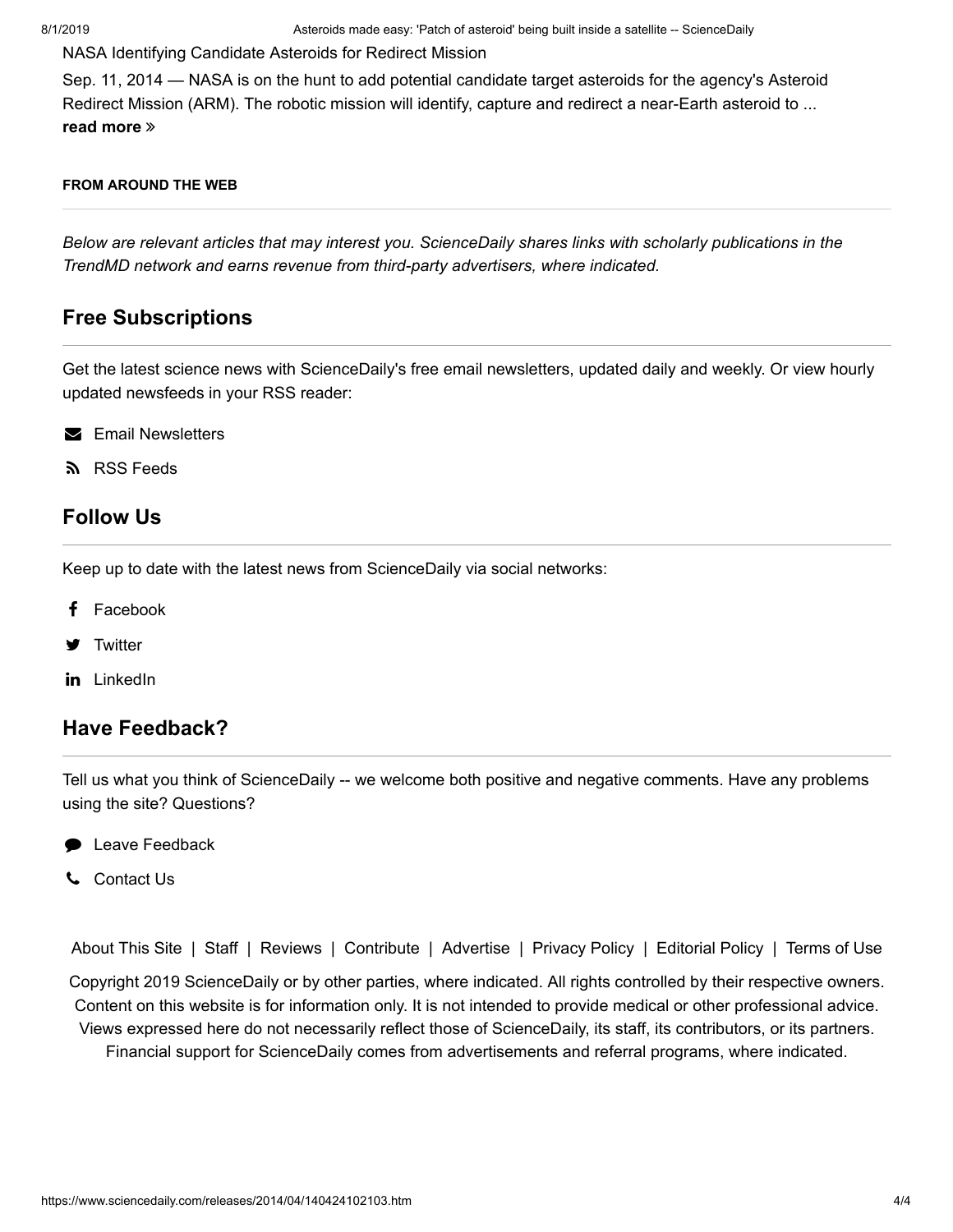NASA Identifying Candidate Asteroids for Redirect Mission

Sep. 11, 2014 — NASA is on the hunt to add potential candidate target asteroids for the agency's Asteroid Redirect Mission (ARM). The robotic mission will identify, capture and redirect a near-Earth asteroid to ...
**read more »**

**FROM AROUND THE WEB**

*Below are relevant articles that may interest you. ScienceDaily shares links with scholarly publications in the TrendMD network and earns revenue from third-party advertisers, where indicated.*

## Free Subscriptions

Get the latest science news with ScienceDaily's free email newsletters, updated daily and weekly. Or view hourly updated newsfeeds in your RSS reader:

- Email Newsletters
- RSS Feeds

## Follow Us

Keep up to date with the latest news from ScienceDaily via social networks:

- Facebook
- Twitter
- LinkedIn

## Have Feedback?

Tell us what you think of ScienceDaily -- we welcome both positive and negative comments. Have any problems using the site? Questions?

- Leave Feedback
- Contact Us

About This Site | Staff | Reviews | Contribute | Advertise | Privacy Policy | Editorial Policy | Terms of Use

Copyright 2019 ScienceDaily or by other parties, where indicated. All rights controlled by their respective owners. Content on this website is for information only. It is not intended to provide medical or other professional advice. Views expressed here do not necessarily reflect those of ScienceDaily, its staff, its contributors, or its partners. Financial support for ScienceDaily comes from advertisements and referral programs, where indicated.